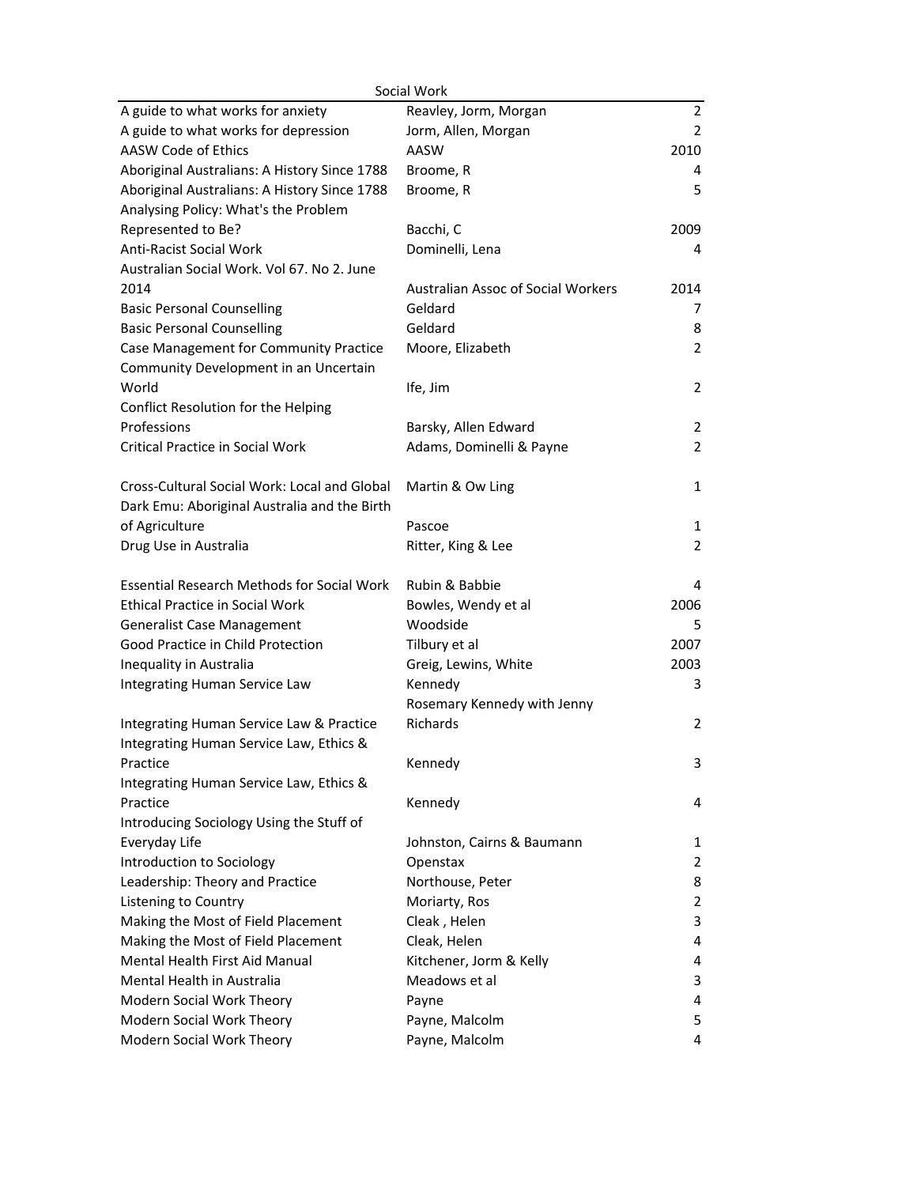| Social Work | | |
|---|---|---|
| A guide to what works for anxiety | Reavley, Jorm, Morgan | 2 |
| A guide to what works for depression | Jorm, Allen, Morgan | 2 |
| AASW Code of Ethics | AASW | 2010 |
| Aboriginal Australians: A History Since 1788 | Broome, R | 4 |
| Aboriginal Australians: A History Since 1788 | Broome, R | 5 |
| Analysing Policy: What's the Problem Represented to Be? | Bacchi, C | 2009 |
| Anti-Racist Social Work | Dominelli, Lena | 4 |
| Australian Social Work. Vol 67. No 2. June 2014 | Australian Assoc of Social Workers | 2014 |
| Basic Personal Counselling | Geldard | 7 |
| Basic Personal Counselling | Geldard | 8 |
| Case Management for Community Practice | Moore, Elizabeth | 2 |
| Community Development in an Uncertain World | Ife, Jim | 2 |
| Conflict Resolution for the Helping Professions | Barsky, Allen Edward | 2 |
| Critical Practice in Social Work | Adams, Dominelli & Payne | 2 |
| Cross-Cultural Social Work: Local and Global | Martin & Ow Ling | 1 |
| Dark Emu: Aboriginal Australia and the Birth of Agriculture | Pascoe | 1 |
| Drug Use in Australia | Ritter, King & Lee | 2 |
| Essential Research Methods for Social Work | Rubin & Babbie | 4 |
| Ethical Practice in Social Work | Bowles, Wendy et al | 2006 |
| Generalist Case Management | Woodside | 5 |
| Good Practice in Child Protection | Tilbury et al | 2007 |
| Inequality in Australia | Greig, Lewins, White | 2003 |
| Integrating Human Service Law | Kennedy | 3 |
| Integrating Human Service Law & Practice | Rosemary Kennedy with Jenny Richards | 2 |
| Integrating Human Service Law, Ethics & Practice | Kennedy | 3 |
| Integrating Human Service Law, Ethics & Practice | Kennedy | 4 |
| Introducing Sociology Using the Stuff of Everyday Life | Johnston, Cairns & Baumann | 1 |
| Introduction to Sociology | Openstax | 2 |
| Leadership: Theory and Practice | Northouse, Peter | 8 |
| Listening to Country | Moriarty, Ros | 2 |
| Making the Most of Field Placement | Cleak , Helen | 3 |
| Making the Most of Field Placement | Cleak, Helen | 4 |
| Mental Health First Aid Manual | Kitchener, Jorm & Kelly | 4 |
| Mental Health in Australia | Meadows et al | 3 |
| Modern Social Work Theory | Payne | 4 |
| Modern Social Work Theory | Payne, Malcolm | 5 |
| Modern Social Work Theory | Payne, Malcolm | 4 |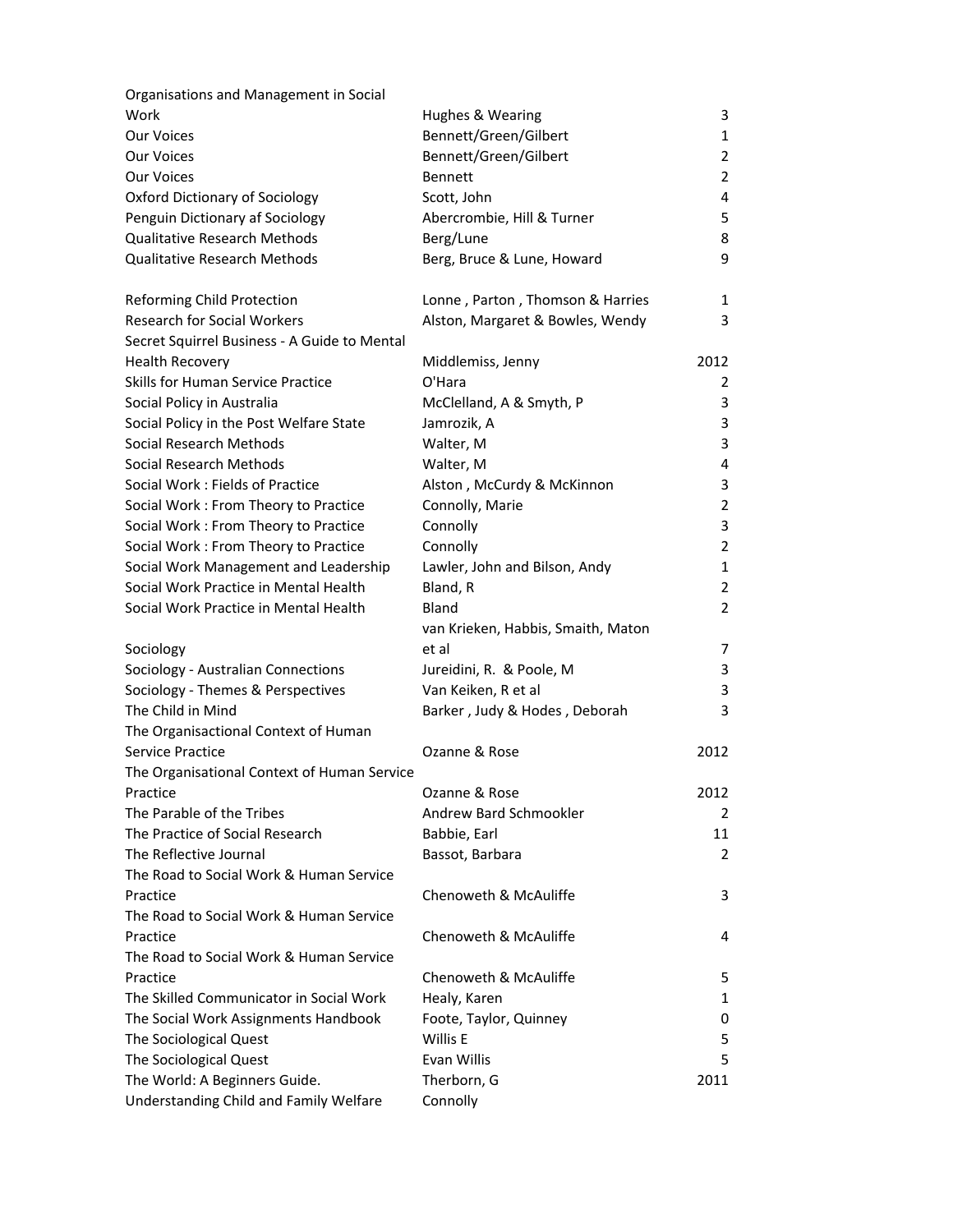| | | |
|---|---|---|
| Organisations and Management in Social Work | Hughes & Wearing | 3 |
| Our Voices | Bennett/Green/Gilbert | 1 |
| Our Voices | Bennett/Green/Gilbert | 2 |
| Our Voices | Bennett | 2 |
| Oxford Dictionary of Sociology | Scott, John | 4 |
| Penguin Dictionary af Sociology | Abercrombie, Hill & Turner | 5 |
| Qualitative Research Methods | Berg/Lune | 8 |
| Qualitative Research Methods | Berg, Bruce & Lune, Howard | 9 |
| Reforming Child Protection | Lonne , Parton , Thomson & Harries | 1 |
| Research for Social Workers | Alston, Margaret & Bowles, Wendy | 3 |
| Secret Squirrel Business - A Guide to Mental Health Recovery | Middlemiss, Jenny | 2012 |
| Skills for Human Service Practice | O'Hara | 2 |
| Social Policy in Australia | McClelland, A & Smyth, P | 3 |
| Social Policy in the Post Welfare State | Jamrozik, A | 3 |
| Social Research Methods | Walter, M | 3 |
| Social Research Methods | Walter, M | 4 |
| Social Work : Fields of Practice | Alston , McCurdy & McKinnon | 3 |
| Social Work : From Theory to Practice | Connolly, Marie | 2 |
| Social Work : From Theory to Practice | Connolly | 3 |
| Social Work : From Theory to Practice | Connolly | 2 |
| Social Work Management and Leadership | Lawler, John and Bilson, Andy | 1 |
| Social Work Practice in Mental Health | Bland, R | 2 |
| Social Work Practice in Mental Health | Bland | 2 |
| Sociology | van Krieken, Habbis, Smaith, Maton et al | 7 |
| Sociology - Australian Connections | Jureidini, R. & Poole, M | 3 |
| Sociology - Themes & Perspectives | Van Keiken, R et al | 3 |
| The Child in Mind | Barker , Judy & Hodes , Deborah | 3 |
| The Organisactional Context of Human Service Practice | Ozanne & Rose | 2012 |
| The Organisational Context of Human Service Practice | Ozanne & Rose | 2012 |
| The Parable of the Tribes | Andrew Bard Schmookler | 2 |
| The Practice of Social Research | Babbie, Earl | 11 |
| The Reflective Journal | Bassot, Barbara | 2 |
| The Road to Social Work & Human Service Practice | Chenoweth & McAuliffe | 3 |
| The Road to Social Work & Human Service Practice | Chenoweth & McAuliffe | 4 |
| The Road to Social Work & Human Service Practice | Chenoweth & McAuliffe | 5 |
| The Skilled Communicator in Social Work | Healy, Karen | 1 |
| The Social Work Assignments Handbook | Foote, Taylor, Quinney | 0 |
| The Sociological Quest | Willis E | 5 |
| The Sociological Quest | Evan Willis | 5 |
| The World: A Beginners Guide. | Therborn, G | 2011 |
| Understanding Child and Family Welfare | Connolly | |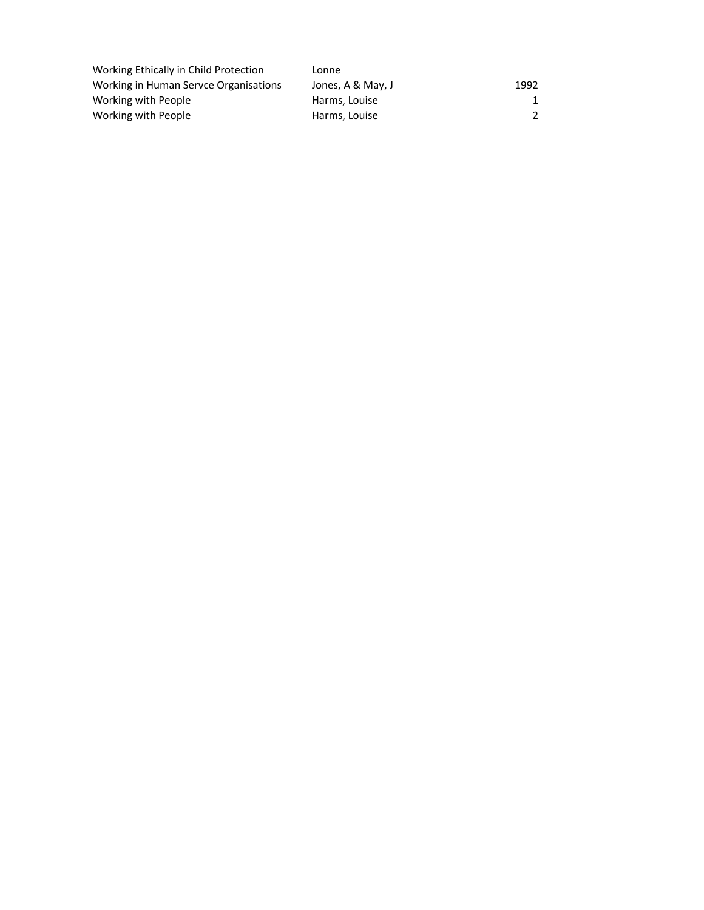| | | |
|---|---|---|
| Working Ethically in Child Protection | Lonne | |
| Working in Human Servce Organisations | Jones, A & May, J | 1992 |
| Working with People | Harms, Louise | 1 |
| Working with People | Harms, Louise | 2 |